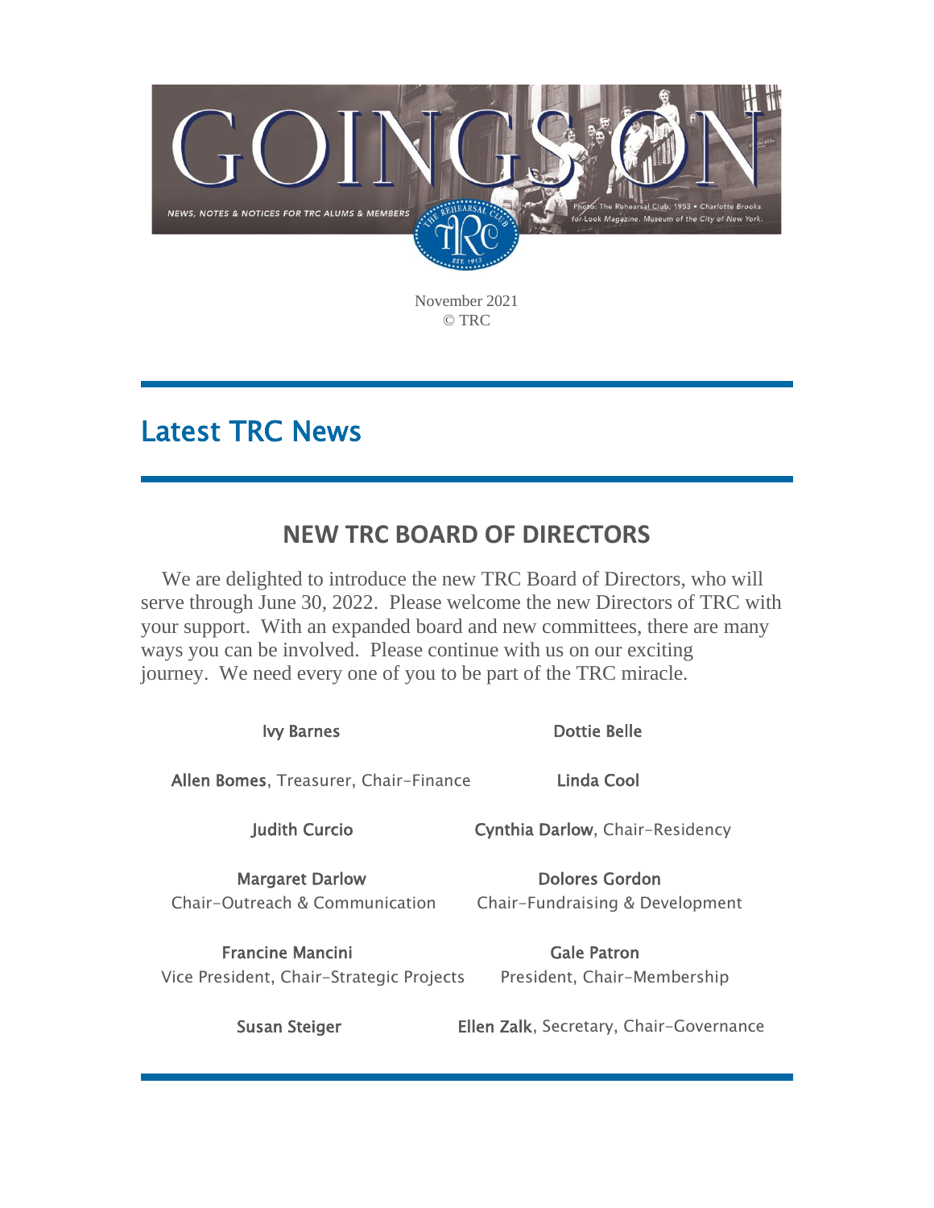# GOINGS ON

NEWS, NOTES & NOTICES FOR TRC ALUMS & MEMBERS

THE REHEARSAL CLUB TRC EST. 1913

Photo: The Rehearsal Club, 1953 • Charlotte Brooks for Look Magazine. Museum of the City of New York.

November 2021
© TRC

## Latest TRC News

### NEW TRC BOARD OF DIRECTORS

We are delighted to introduce the new TRC Board of Directors, who will serve through June 30, 2022. Please welcome the new Directors of TRC with your support. With an expanded board and new committees, there are many ways you can be involved. Please continue with us on our exciting journey. We need every one of you to be part of the TRC miracle.

**Ivy Barnes**

**Dottie Belle**

**Allen Bomes**, Treasurer, Chair-Finance

**Linda Cool**

**Judith Curcio**

**Cynthia Darlow**, Chair-Residency

**Margaret Darlow**
Chair-Outreach & Communication

**Dolores Gordon**
Chair-Fundraising & Development

**Francine Mancini**
Vice President, Chair-Strategic Projects

**Gale Patron**
President, Chair-Membership

**Susan Steiger**

**Ellen Zalk**, Secretary, Chair-Governance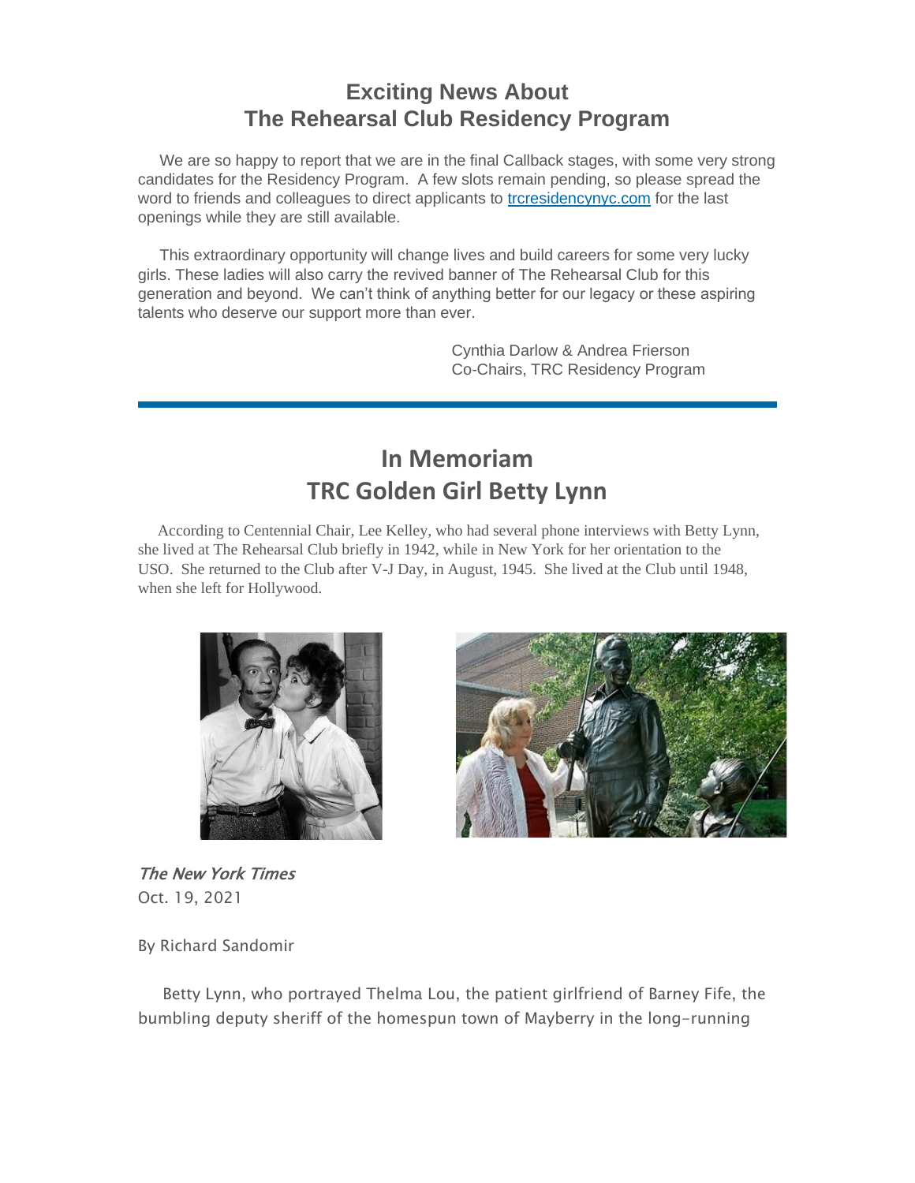# Exciting News About The Rehearsal Club Residency Program

We are so happy to report that we are in the final Callback stages, with some very strong candidates for the Residency Program. A few slots remain pending, so please spread the word to friends and colleagues to direct applicants to [trcresidencynyc.com](trcresidencynyc.com) for the last openings while they are still available.

This extraordinary opportunity will change lives and build careers for some very lucky girls. These ladies will also carry the revived banner of The Rehearsal Club for this generation and beyond. We can't think of anything better for our legacy or these aspiring talents who deserve our support more than ever.

Cynthia Darlow & Andrea Frierson
Co-Chairs, TRC Residency Program

---

# In Memoriam
## TRC Golden Girl Betty Lynn

According to Centennial Chair, Lee Kelley, who had several phone interviews with Betty Lynn, she lived at The Rehearsal Club briefly in 1942, while in New York for her orientation to the USO. She returned to the Club after V-J Day, in August, 1945. She lived at the Club until 1948, when she left for Hollywood.

*The New York Times*
Oct. 19, 2021

By Richard Sandomir

Betty Lynn, who portrayed Thelma Lou, the patient girlfriend of Barney Fife, the bumbling deputy sheriff of the homespun town of Mayberry in the long-running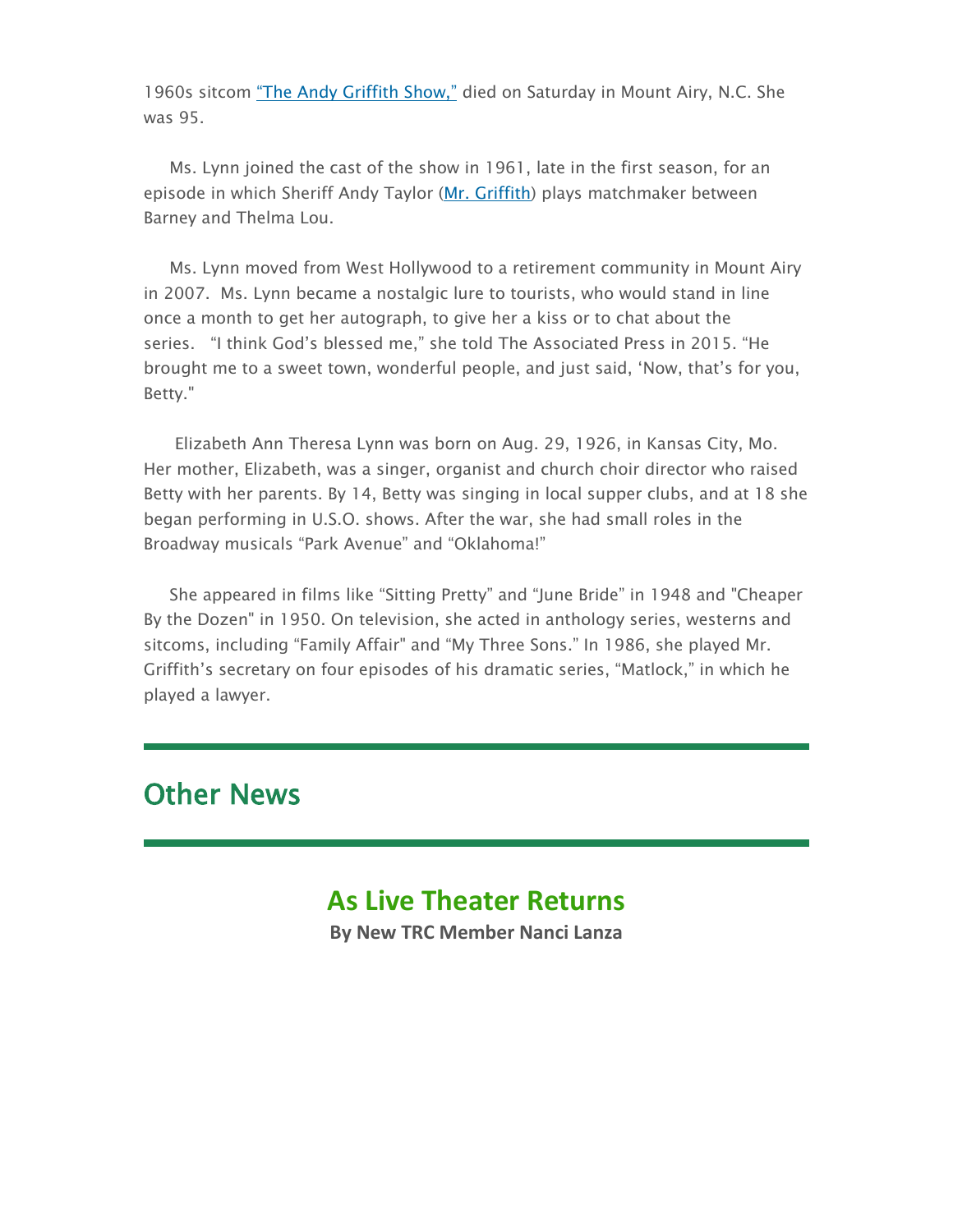1960s sitcom "The Andy Griffith Show," died on Saturday in Mount Airy, N.C. She was 95.

Ms. Lynn joined the cast of the show in 1961, late in the first season, for an episode in which Sheriff Andy Taylor (Mr. Griffith) plays matchmaker between Barney and Thelma Lou.

Ms. Lynn moved from West Hollywood to a retirement community in Mount Airy in 2007. Ms. Lynn became a nostalgic lure to tourists, who would stand in line once a month to get her autograph, to give her a kiss or to chat about the series. "I think God's blessed me," she told The Associated Press in 2015. "He brought me to a sweet town, wonderful people, and just said, 'Now, that's for you, Betty."

Elizabeth Ann Theresa Lynn was born on Aug. 29, 1926, in Kansas City, Mo. Her mother, Elizabeth, was a singer, organist and church choir director who raised Betty with her parents. By 14, Betty was singing in local supper clubs, and at 18 she began performing in U.S.O. shows. After the war, she had small roles in the Broadway musicals "Park Avenue" and "Oklahoma!"

She appeared in films like "Sitting Pretty" and "June Bride" in 1948 and "Cheaper By the Dozen" in 1950. On television, she acted in anthology series, westerns and sitcoms, including "Family Affair" and "My Three Sons." In 1986, she played Mr. Griffith's secretary on four episodes of his dramatic series, "Matlock," in which he played a lawyer.

---

## Other News

---

### As Live Theater Returns

**By New TRC Member Nanci Lanza**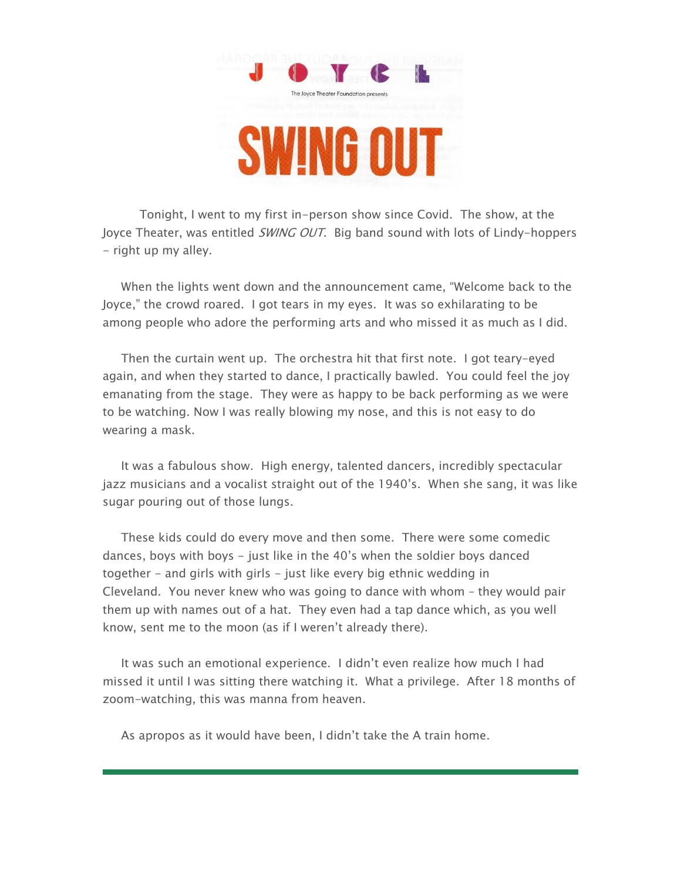JOYCE

The Joyce Theater Foundation presents

# SWING OUT

Tonight, I went to my first in-person show since Covid. The show, at the Joyce Theater, was entitled *SWING OUT*. Big band sound with lots of Lindy-hoppers – right up my alley.

When the lights went down and the announcement came, "Welcome back to the Joyce," the crowd roared. I got tears in my eyes. It was so exhilarating to be among people who adore the performing arts and who missed it as much as I did.

Then the curtain went up. The orchestra hit that first note. I got teary-eyed again, and when they started to dance, I practically bawled. You could feel the joy emanating from the stage. They were as happy to be back performing as we were to be watching. Now I was really blowing my nose, and this is not easy to do wearing a mask.

It was a fabulous show. High energy, talented dancers, incredibly spectacular jazz musicians and a vocalist straight out of the 1940's. When she sang, it was like sugar pouring out of those lungs.

These kids could do every move and then some. There were some comedic dances, boys with boys – just like in the 40's when the soldier boys danced together – and girls with girls – just like every big ethnic wedding in Cleveland. You never knew who was going to dance with whom – they would pair them up with names out of a hat. They even had a tap dance which, as you well know, sent me to the moon (as if I weren't already there).

It was such an emotional experience. I didn't even realize how much I had missed it until I was sitting there watching it. What a privilege. After 18 months of zoom-watching, this was manna from heaven.

As apropos as it would have been, I didn't take the A train home.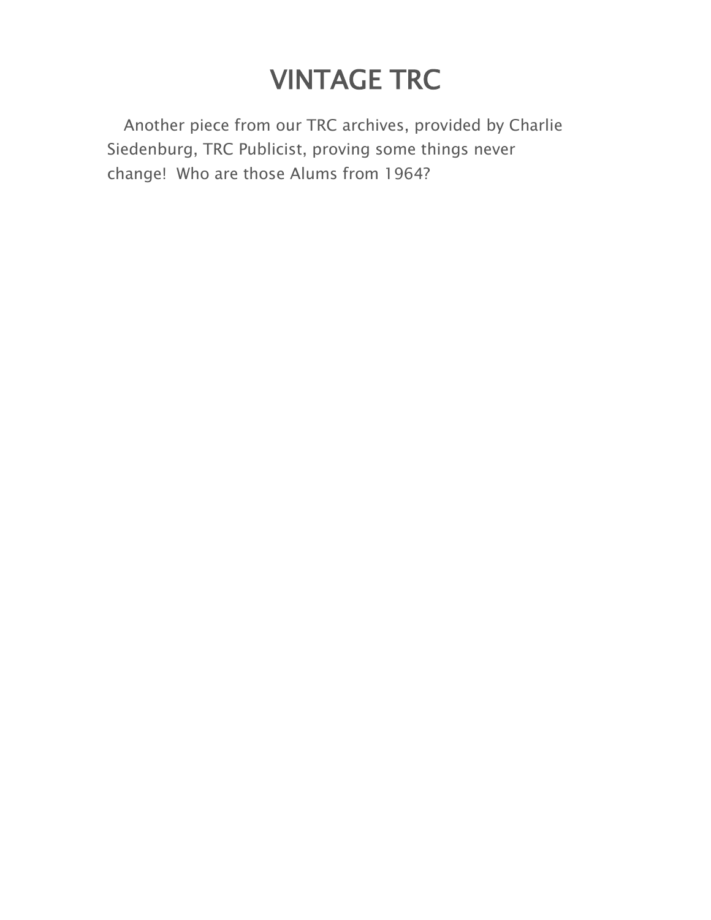# VINTAGE TRC

Another piece from our TRC archives, provided by Charlie Siedenburg, TRC Publicist, proving some things never change!  Who are those Alums from 1964?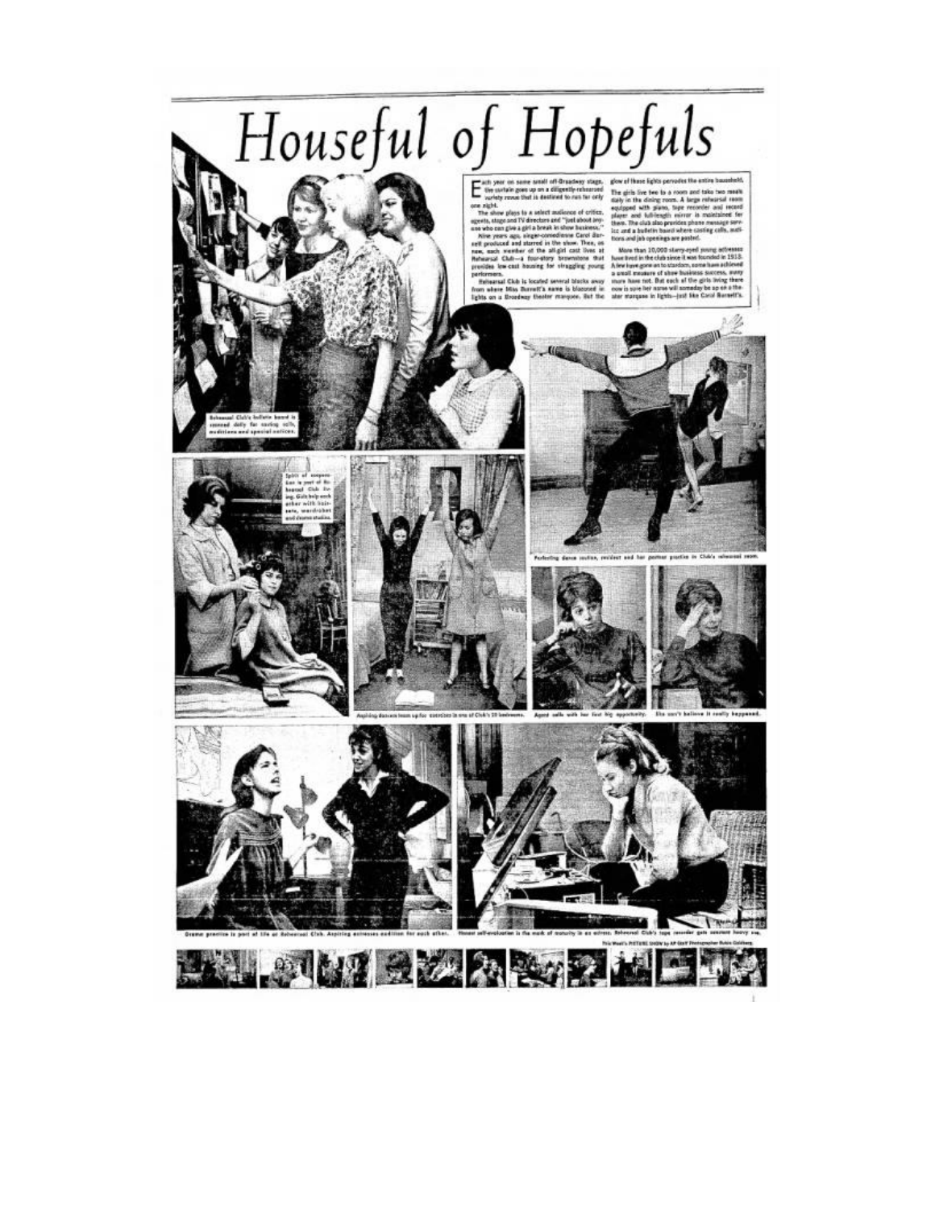# Houseful of Hopefuls

Each year on some small off-Broadway stage, the curtain goes up on a diligently-rehearsed variety revue that is destined to run for only one night.

The show plays to a select audience of critics, agents, stage and TV directors and "just about anyone who can give a girl a break in show business."

Nine years ago, singer-comedienne Carol Burnett produced and starred in the show. Then, as now, each member of the all-girl cast lives at Rehearsal Club—a four-story brownstone that provides low-cost housing for struggling young performers.

Rehearsal Club is located several blocks away from where Miss Burnett's name is blazoned in lights on a Broadway theater marquee. But the glow of these lights pervades the entire household.

The girls live two to a room and take two meals daily in the dining room. A large rehearsal room equipped with piano, tape recorder and record player and full-length mirror is maintained for them. The club also provides phone message service and a bulletin board where casting calls, auditions and job openings are posted.

More than 10,000 starry-eyed young actresses have lived in the club since it was founded in 1913. A few have gone on to stardom, some have achieved a small measure of show business success, many more have not. But each of the girls living there now is sure her name will someday be up on a theater marquee in lights—just like Carol Burnett's.

Rehearsal Club's bulletin board is scanned daily for casting calls, auditions and special notices.

Spirit of cooperation is part of Rehearsal Club living. Girls help each other with hairsets, wardrobes and drama studies.

Aspiring dancers team up for exercises in one of Club's 29 bedrooms.

Perfecting dance routine, resident and her partner practice in Club's rehearsal room.

Agent calls with her first big opportunity.

She can't believe it really happened.

Drama practice is part of life at Rehearsal Club. Aspiring actresses audition for each other.

Honest self-evaluation is the mark of maturity in an actress. Rehearsal Club's tape recorder gets constant heavy use.

This Week's PICTURE SHOW by AP Staff Photographer Robin Goldberg.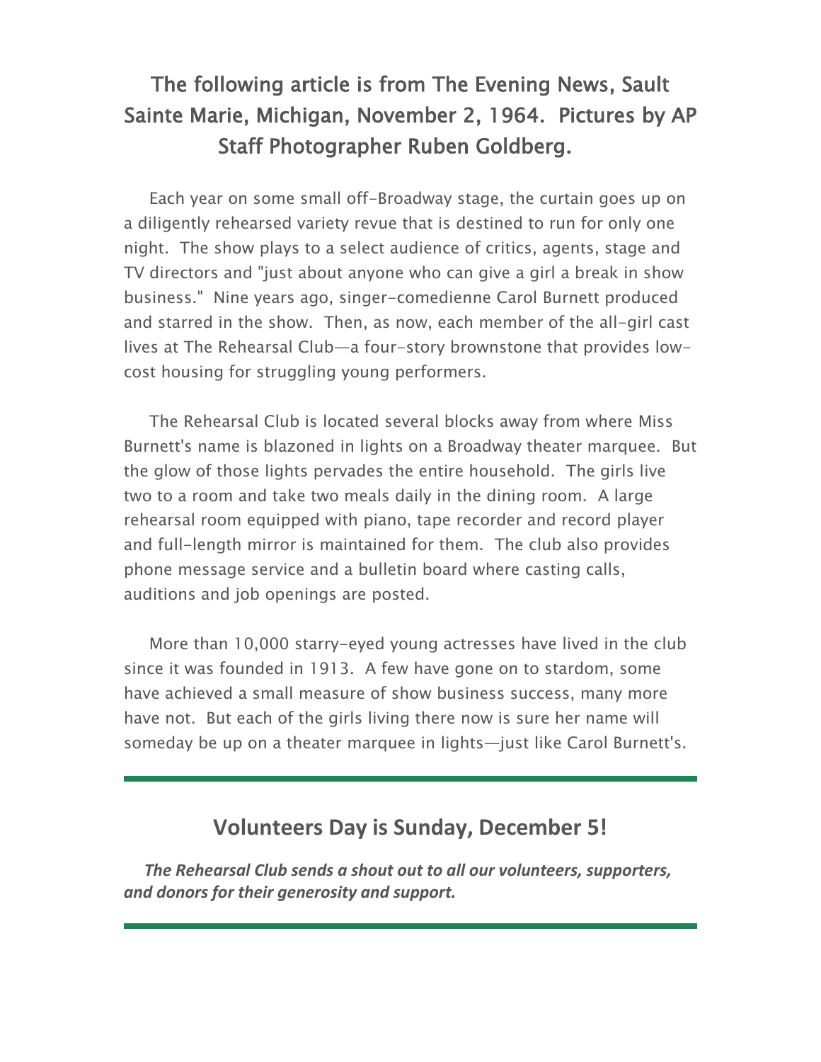## The following article is from The Evening News, Sault Sainte Marie, Michigan, November 2, 1964. Pictures by AP Staff Photographer Ruben Goldberg.

Each year on some small off-Broadway stage, the curtain goes up on a diligently rehearsed variety revue that is destined to run for only one night. The show plays to a select audience of critics, agents, stage and TV directors and "just about anyone who can give a girl a break in show business." Nine years ago, singer-comedienne Carol Burnett produced and starred in the show. Then, as now, each member of the all-girl cast lives at The Rehearsal Club—a four-story brownstone that provides low-cost housing for struggling young performers.

The Rehearsal Club is located several blocks away from where Miss Burnett's name is blazoned in lights on a Broadway theater marquee. But the glow of those lights pervades the entire household. The girls live two to a room and take two meals daily in the dining room. A large rehearsal room equipped with piano, tape recorder and record player and full-length mirror is maintained for them. The club also provides phone message service and a bulletin board where casting calls, auditions and job openings are posted.

More than 10,000 starry-eyed young actresses have lived in the club since it was founded in 1913. A few have gone on to stardom, some have achieved a small measure of show business success, many more have not. But each of the girls living there now is sure her name will someday be up on a theater marquee in lights—just like Carol Burnett's.

---

## Volunteers Day is Sunday, December 5!

***The Rehearsal Club sends a shout out to all our volunteers, supporters, and donors for their generosity and support.***

---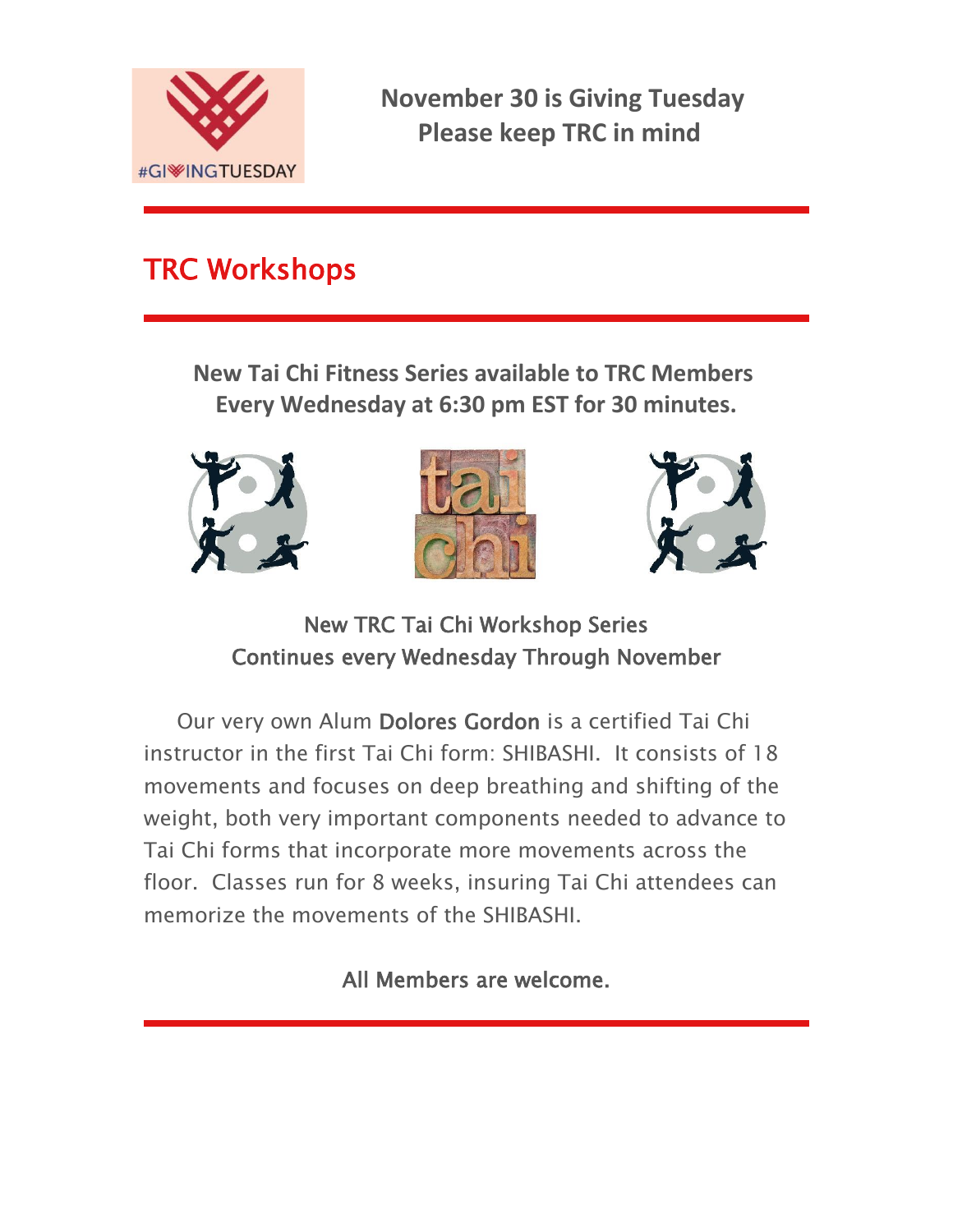**November 30 is Giving Tuesday**
**Please keep TRC in mind**

## TRC Workshops

**New Tai Chi Fitness Series available to TRC Members**
**Every Wednesday at 6:30 pm EST for 30 minutes.**

New TRC Tai Chi Workshop Series
Continues every Wednesday Through November

Our very own Alum **Dolores Gordon** is a certified Tai Chi instructor in the first Tai Chi form: SHIBASHI. It consists of 18 movements and focuses on deep breathing and shifting of the weight, both very important components needed to advance to Tai Chi forms that incorporate more movements across the floor. Classes run for 8 weeks, insuring Tai Chi attendees can memorize the movements of the SHIBASHI.

All Members are welcome.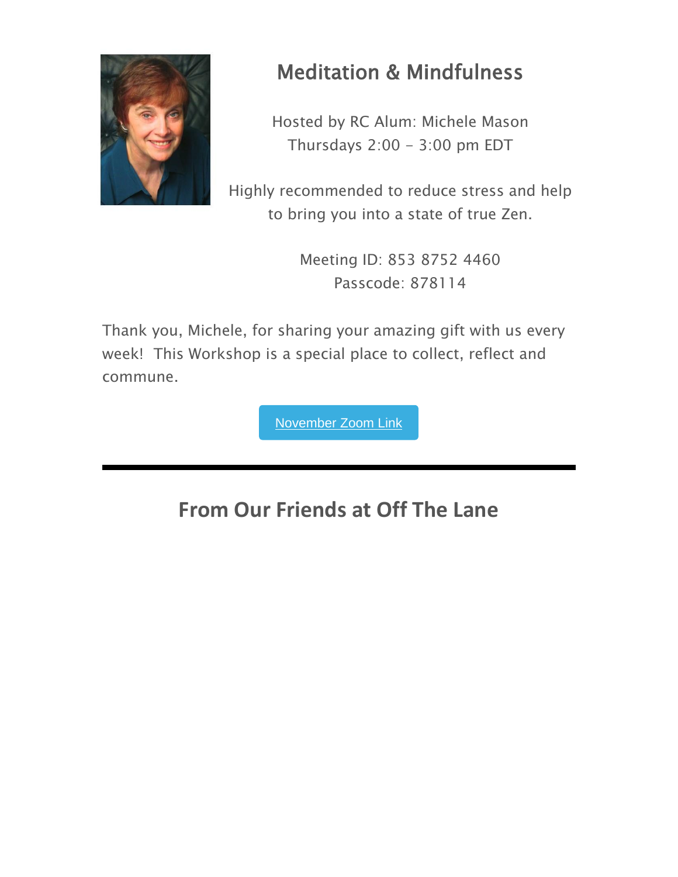## Meditation & Mindfulness

Hosted by RC Alum: Michele Mason
Thursdays 2:00 - 3:00 pm EDT

Highly recommended to reduce stress and help to bring you into a state of true Zen.

Meeting ID: 853 8752 4460
Passcode: 878114

Thank you, Michele, for sharing your amazing gift with us every week!  This Workshop is a special place to collect, reflect and commune.

November Zoom Link

---

## From Our Friends at Off The Lane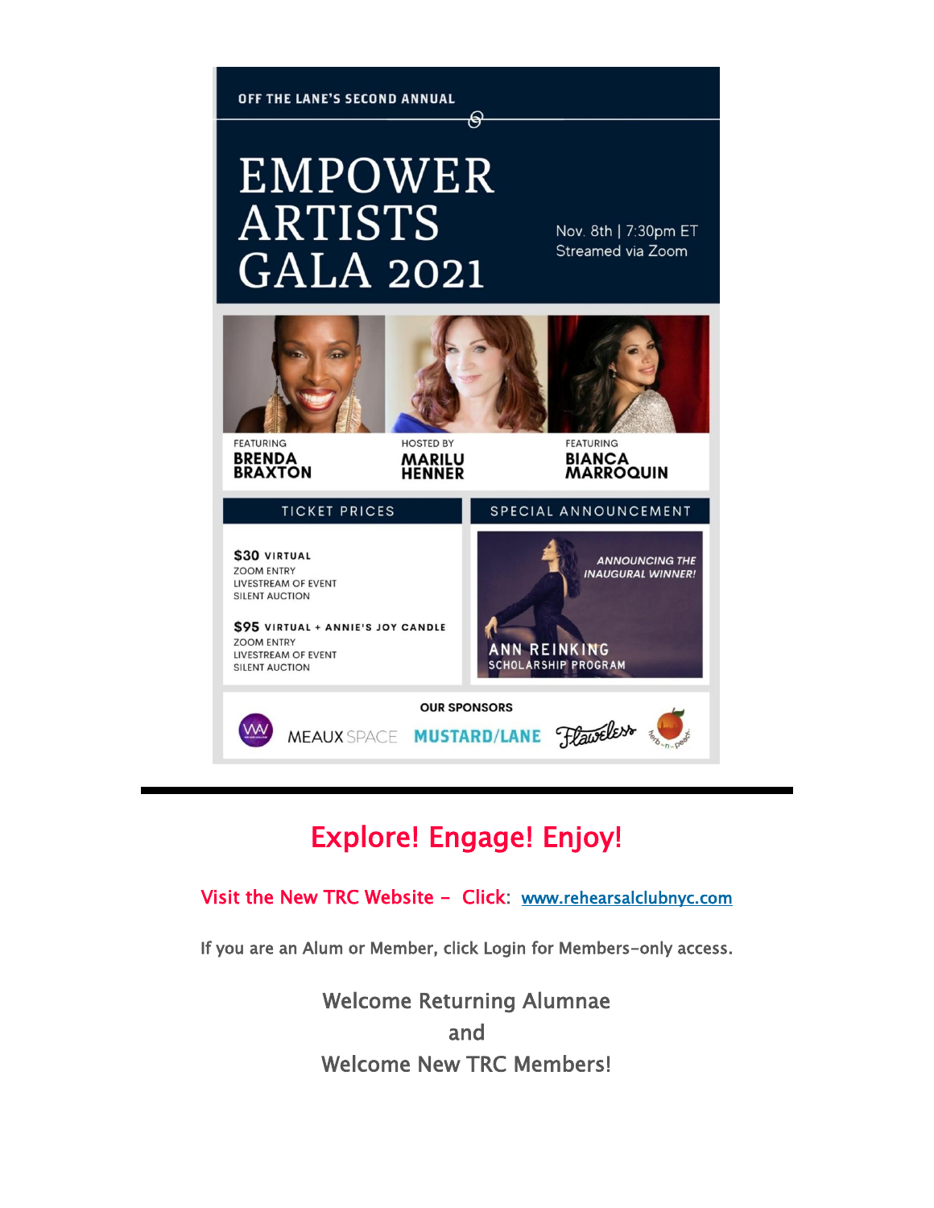OFF THE LANE'S SECOND ANNUAL

# EMPOWER ARTISTS GALA 2021

Nov. 8th | 7:30pm ET
Streamed via Zoom

FEATURING **BRENDA BRAXTON**

HOSTED BY **MARILU HENNER**

FEATURING **BIANCA MARROQUIN**

## TICKET PRICES

**$30 VIRTUAL**
ZOOM ENTRY
LIVESTREAM OF EVENT
SILENT AUCTION

**$95 VIRTUAL + ANNIE'S JOY CANDLE**
ZOOM ENTRY
LIVESTREAM OF EVENT
SILENT AUCTION

## SPECIAL ANNOUNCEMENT

*ANNOUNCING THE INAUGURAL WINNER!*

ANN REINKING SCHOLARSHIP PROGRAM

**OUR SPONSORS**

MEAUX SPACE MUSTARD/LANE Flawless herb-n-peach

---

## Explore! Engage! Enjoy!

Visit the New TRC Website - Click: www.rehearsalclubnyc.com

If you are an Alum or Member, click Login for Members-only access.

Welcome Returning Alumnae
and
Welcome New TRC Members!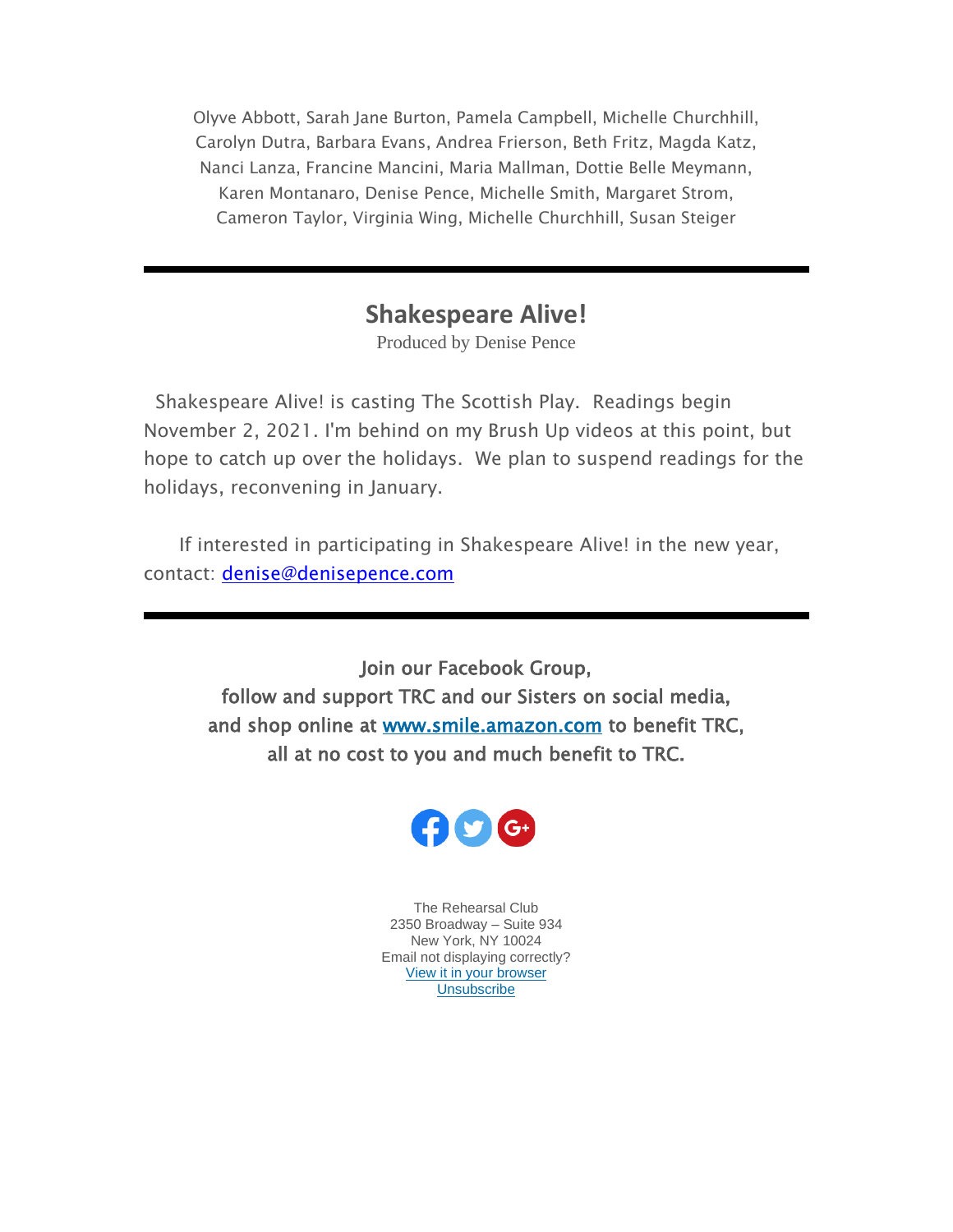Olyve Abbott, Sarah Jane Burton, Pamela Campbell, Michelle Churchhill, Carolyn Dutra, Barbara Evans, Andrea Frierson, Beth Fritz, Magda Katz, Nanci Lanza, Francine Mancini, Maria Mallman, Dottie Belle Meymann, Karen Montanaro, Denise Pence, Michelle Smith, Margaret Strom, Cameron Taylor, Virginia Wing, Michelle Churchhill, Susan Steiger

---

## Shakespeare Alive!

Produced by Denise Pence

Shakespeare Alive! is casting The Scottish Play. Readings begin November 2, 2021. I'm behind on my Brush Up videos at this point, but hope to catch up over the holidays. We plan to suspend readings for the holidays, reconvening in January.

If interested in participating in Shakespeare Alive! in the new year, contact: denise@denisepence.com

---

Join our Facebook Group,
follow and support TRC and our Sisters on social media,
and shop online at www.smile.amazon.com to benefit TRC,
all at no cost to you and much benefit to TRC.

The Rehearsal Club
2350 Broadway – Suite 934
New York, NY 10024
Email not displaying correctly?
View it in your browser
Unsubscribe